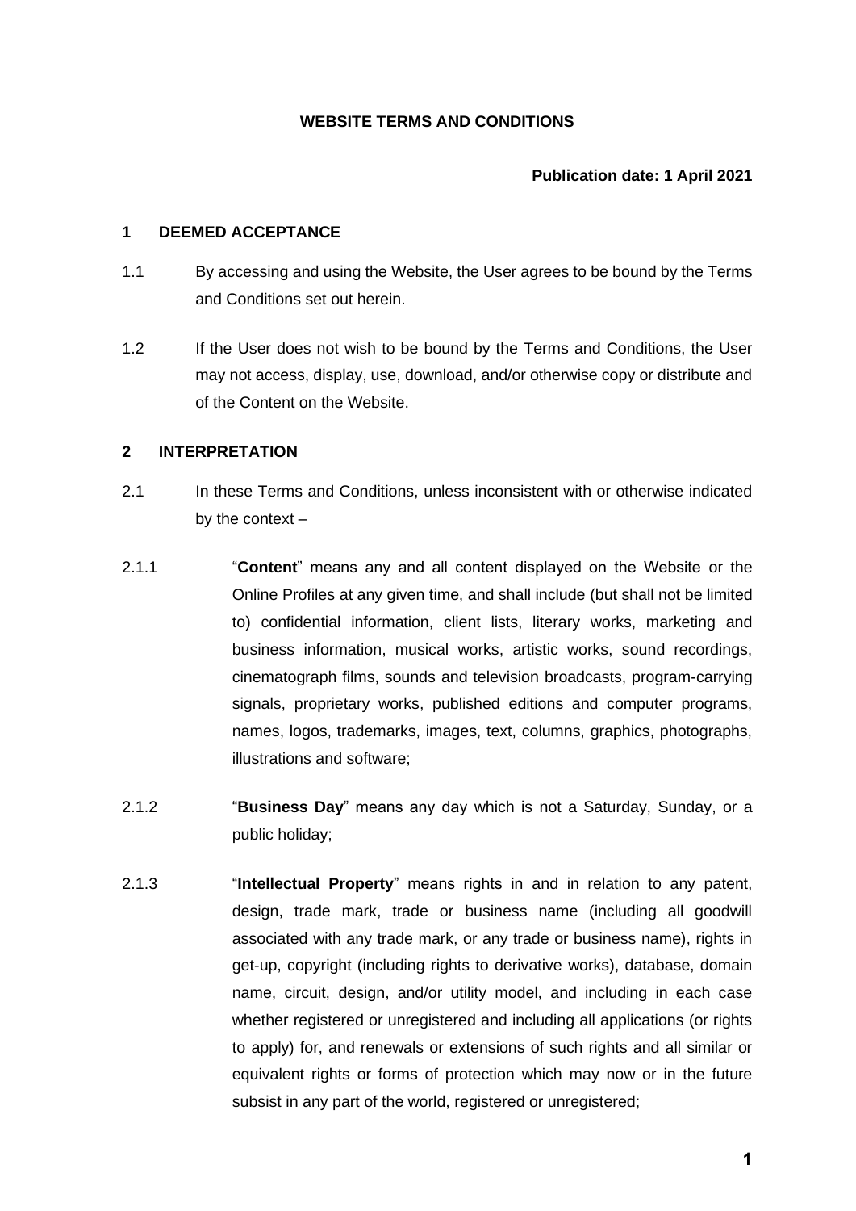# WEBSITE TERMS AND CONDITIONS

**Publication date: 1 April 2021**

## 1 DEEMED ACCEPTANCE

1.1 By accessing and using the Website, the User agrees to be bound by the Terms and Conditions set out herein.

1.2 If the User does not wish to be bound by the Terms and Conditions, the User may not access, display, use, download, and/or otherwise copy or distribute and of the Content on the Website.

## 2 INTERPRETATION

2.1 In these Terms and Conditions, unless inconsistent with or otherwise indicated by the context –

2.1.1 "**Content**" means any and all content displayed on the Website or the Online Profiles at any given time, and shall include (but shall not be limited to) confidential information, client lists, literary works, marketing and business information, musical works, artistic works, sound recordings, cinematograph films, sounds and television broadcasts, program-carrying signals, proprietary works, published editions and computer programs, names, logos, trademarks, images, text, columns, graphics, photographs, illustrations and software;

2.1.2 "**Business Day**" means any day which is not a Saturday, Sunday, or a public holiday;

2.1.3 "**Intellectual Property**" means rights in and in relation to any patent, design, trade mark, trade or business name (including all goodwill associated with any trade mark, or any trade or business name), rights in get-up, copyright (including rights to derivative works), database, domain name, circuit, design, and/or utility model, and including in each case whether registered or unregistered and including all applications (or rights to apply) for, and renewals or extensions of such rights and all similar or equivalent rights or forms of protection which may now or in the future subsist in any part of the world, registered or unregistered;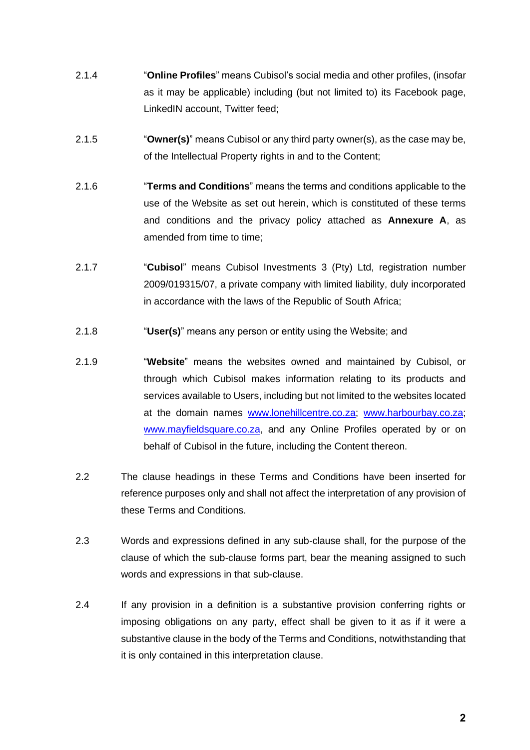2.1.4 “**Online Profiles**” means Cubisol’s social media and other profiles, (insofar as it may be applicable) including (but not limited to) its Facebook page, LinkedIN account, Twitter feed;

2.1.5 “**Owner(s)**” means Cubisol or any third party owner(s), as the case may be, of the Intellectual Property rights in and to the Content;

2.1.6 “**Terms and Conditions**” means the terms and conditions applicable to the use of the Website as set out herein, which is constituted of these terms and conditions and the privacy policy attached as **Annexure A**, as amended from time to time;

2.1.7 “**Cubisol**” means Cubisol Investments 3 (Pty) Ltd, registration number 2009/019315/07, a private company with limited liability, duly incorporated in accordance with the laws of the Republic of South Africa;

2.1.8 “**User(s)**” means any person or entity using the Website; and

2.1.9 “**Website**” means the websites owned and maintained by Cubisol, or through which Cubisol makes information relating to its products and services available to Users, including but not limited to the websites located at the domain names [www.lonehillcentre.co.za](http://www.lonehillcentre.co.za); [www.harbourbay.co.za](http://www.harbourbay.co.za); [www.mayfieldsquare.co.za](http://www.mayfieldsquare.co.za), and any Online Profiles operated by or on behalf of Cubisol in the future, including the Content thereon.

2.2 The clause headings in these Terms and Conditions have been inserted for reference purposes only and shall not affect the interpretation of any provision of these Terms and Conditions.

2.3 Words and expressions defined in any sub-clause shall, for the purpose of the clause of which the sub-clause forms part, bear the meaning assigned to such words and expressions in that sub-clause.

2.4 If any provision in a definition is a substantive provision conferring rights or imposing obligations on any party, effect shall be given to it as if it were a substantive clause in the body of the Terms and Conditions, notwithstanding that it is only contained in this interpretation clause.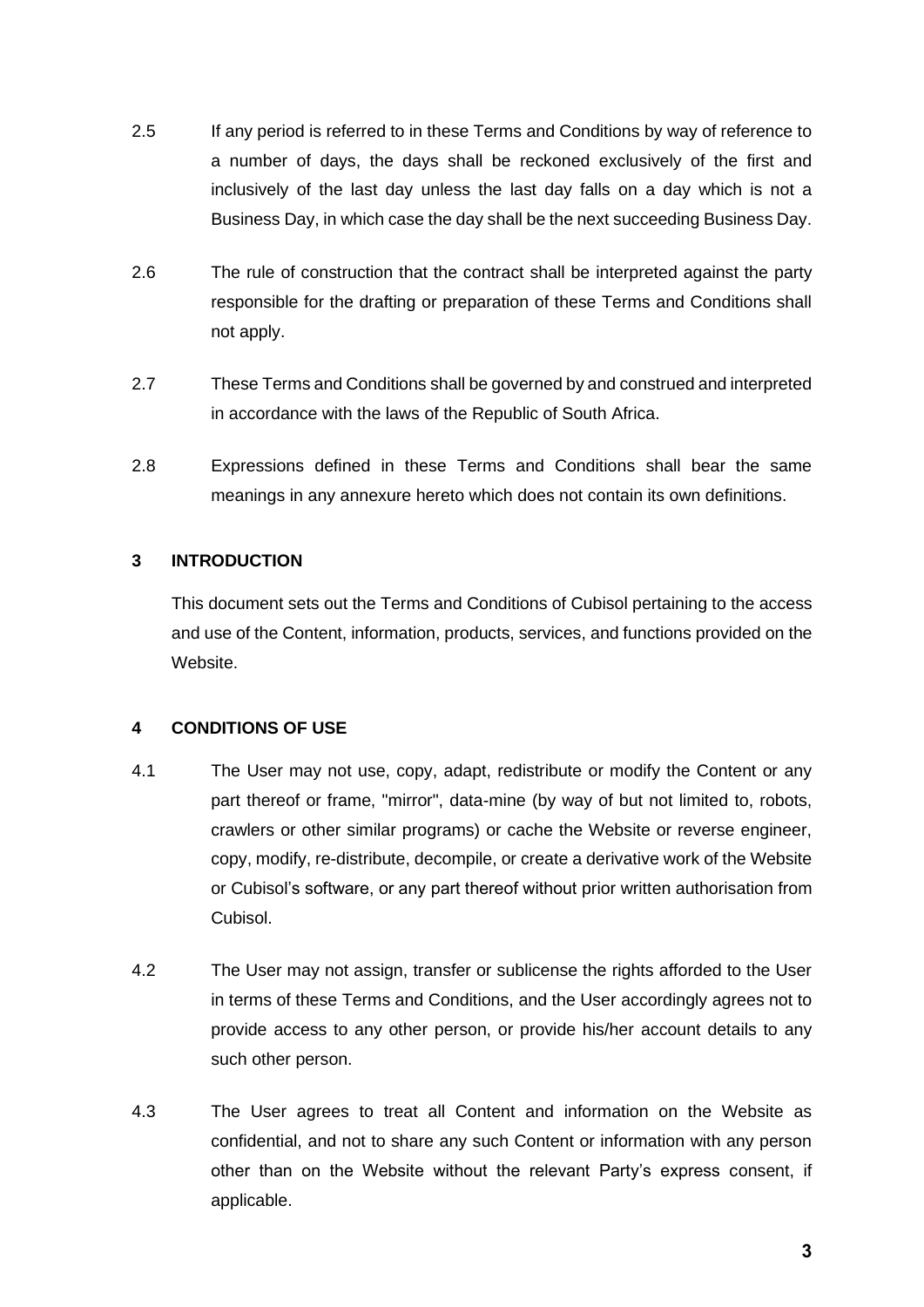2.5 If any period is referred to in these Terms and Conditions by way of reference to a number of days, the days shall be reckoned exclusively of the first and inclusively of the last day unless the last day falls on a day which is not a Business Day, in which case the day shall be the next succeeding Business Day.

2.6 The rule of construction that the contract shall be interpreted against the party responsible for the drafting or preparation of these Terms and Conditions shall not apply.

2.7 These Terms and Conditions shall be governed by and construed and interpreted in accordance with the laws of the Republic of South Africa.

2.8 Expressions defined in these Terms and Conditions shall bear the same meanings in any annexure hereto which does not contain its own definitions.

## 3 INTRODUCTION

This document sets out the Terms and Conditions of Cubisol pertaining to the access and use of the Content, information, products, services, and functions provided on the Website.

## 4 CONDITIONS OF USE

4.1 The User may not use, copy, adapt, redistribute or modify the Content or any part thereof or frame, "mirror", data-mine (by way of but not limited to, robots, crawlers or other similar programs) or cache the Website or reverse engineer, copy, modify, re-distribute, decompile, or create a derivative work of the Website or Cubisol's software, or any part thereof without prior written authorisation from Cubisol.

4.2 The User may not assign, transfer or sublicense the rights afforded to the User in terms of these Terms and Conditions, and the User accordingly agrees not to provide access to any other person, or provide his/her account details to any such other person.

4.3 The User agrees to treat all Content and information on the Website as confidential, and not to share any such Content or information with any person other than on the Website without the relevant Party's express consent, if applicable.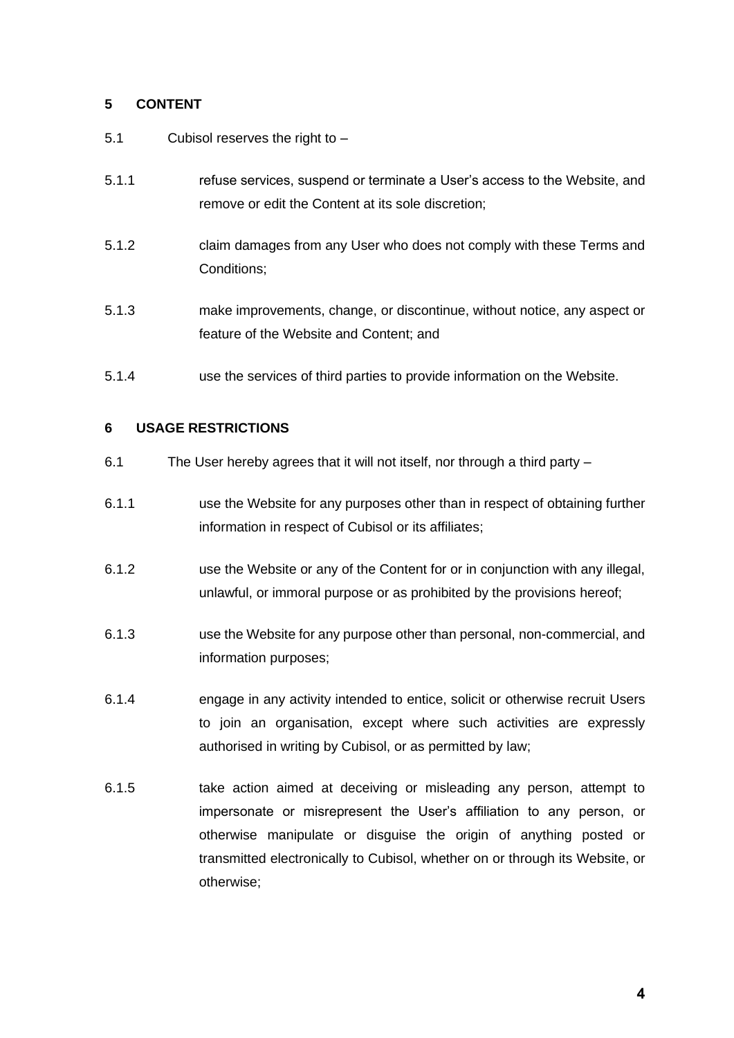## 5 CONTENT

5.1 Cubisol reserves the right to –

5.1.1 refuse services, suspend or terminate a User's access to the Website, and remove or edit the Content at its sole discretion;

5.1.2 claim damages from any User who does not comply with these Terms and Conditions;

5.1.3 make improvements, change, or discontinue, without notice, any aspect or feature of the Website and Content; and

5.1.4 use the services of third parties to provide information on the Website.

## 6 USAGE RESTRICTIONS

6.1 The User hereby agrees that it will not itself, nor through a third party –

6.1.1 use the Website for any purposes other than in respect of obtaining further information in respect of Cubisol or its affiliates;

6.1.2 use the Website or any of the Content for or in conjunction with any illegal, unlawful, or immoral purpose or as prohibited by the provisions hereof;

6.1.3 use the Website for any purpose other than personal, non-commercial, and information purposes;

6.1.4 engage in any activity intended to entice, solicit or otherwise recruit Users to join an organisation, except where such activities are expressly authorised in writing by Cubisol, or as permitted by law;

6.1.5 take action aimed at deceiving or misleading any person, attempt to impersonate or misrepresent the User's affiliation to any person, or otherwise manipulate or disguise the origin of anything posted or transmitted electronically to Cubisol, whether on or through its Website, or otherwise;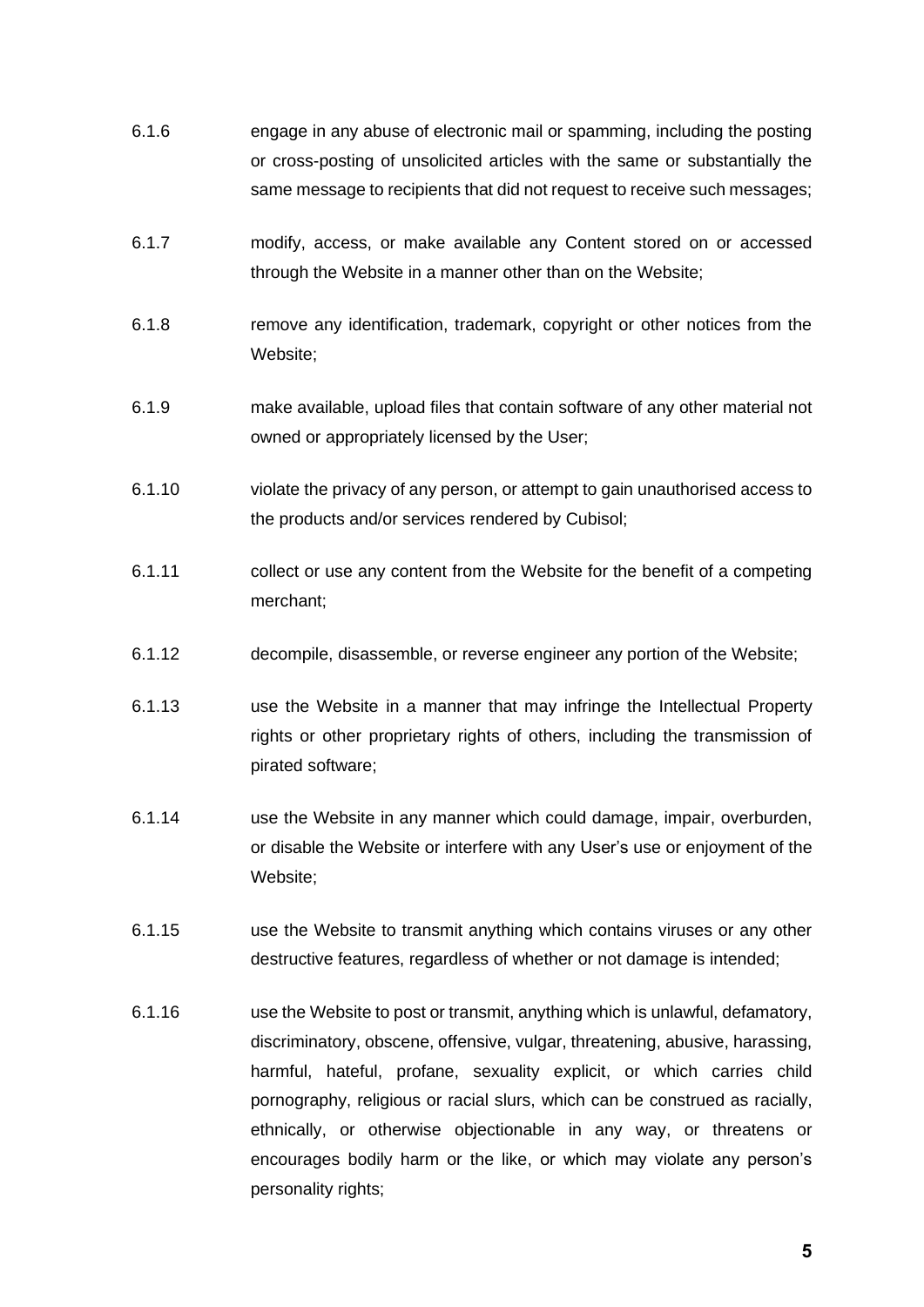6.1.6 engage in any abuse of electronic mail or spamming, including the posting or cross-posting of unsolicited articles with the same or substantially the same message to recipients that did not request to receive such messages;

6.1.7 modify, access, or make available any Content stored on or accessed through the Website in a manner other than on the Website;

6.1.8 remove any identification, trademark, copyright or other notices from the Website;

6.1.9 make available, upload files that contain software of any other material not owned or appropriately licensed by the User;

6.1.10 violate the privacy of any person, or attempt to gain unauthorised access to the products and/or services rendered by Cubisol;

6.1.11 collect or use any content from the Website for the benefit of a competing merchant;

6.1.12 decompile, disassemble, or reverse engineer any portion of the Website;

6.1.13 use the Website in a manner that may infringe the Intellectual Property rights or other proprietary rights of others, including the transmission of pirated software;

6.1.14 use the Website in any manner which could damage, impair, overburden, or disable the Website or interfere with any User's use or enjoyment of the Website;

6.1.15 use the Website to transmit anything which contains viruses or any other destructive features, regardless of whether or not damage is intended;

6.1.16 use the Website to post or transmit, anything which is unlawful, defamatory, discriminatory, obscene, offensive, vulgar, threatening, abusive, harassing, harmful, hateful, profane, sexuality explicit, or which carries child pornography, religious or racial slurs, which can be construed as racially, ethnically, or otherwise objectionable in any way, or threatens or encourages bodily harm or the like, or which may violate any person's personality rights;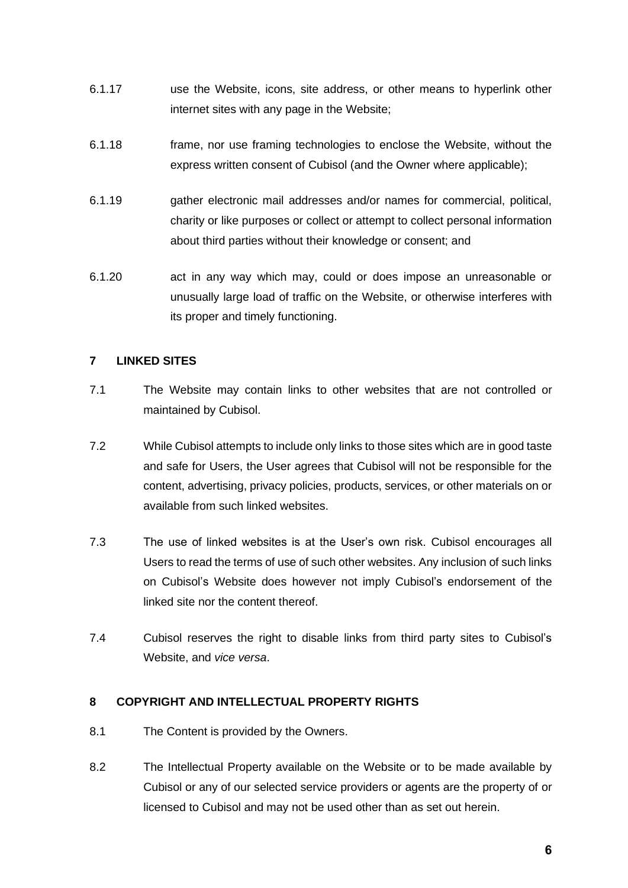6.1.17 use the Website, icons, site address, or other means to hyperlink other internet sites with any page in the Website;

6.1.18 frame, nor use framing technologies to enclose the Website, without the express written consent of Cubisol (and the Owner where applicable);

6.1.19 gather electronic mail addresses and/or names for commercial, political, charity or like purposes or collect or attempt to collect personal information about third parties without their knowledge or consent; and

6.1.20 act in any way which may, could or does impose an unreasonable or unusually large load of traffic on the Website, or otherwise interferes with its proper and timely functioning.

## 7 LINKED SITES

7.1 The Website may contain links to other websites that are not controlled or maintained by Cubisol.

7.2 While Cubisol attempts to include only links to those sites which are in good taste and safe for Users, the User agrees that Cubisol will not be responsible for the content, advertising, privacy policies, products, services, or other materials on or available from such linked websites.

7.3 The use of linked websites is at the User's own risk. Cubisol encourages all Users to read the terms of use of such other websites. Any inclusion of such links on Cubisol's Website does however not imply Cubisol's endorsement of the linked site nor the content thereof.

7.4 Cubisol reserves the right to disable links from third party sites to Cubisol's Website, and *vice versa*.

## 8 COPYRIGHT AND INTELLECTUAL PROPERTY RIGHTS

8.1 The Content is provided by the Owners.

8.2 The Intellectual Property available on the Website or to be made available by Cubisol or any of our selected service providers or agents are the property of or licensed to Cubisol and may not be used other than as set out herein.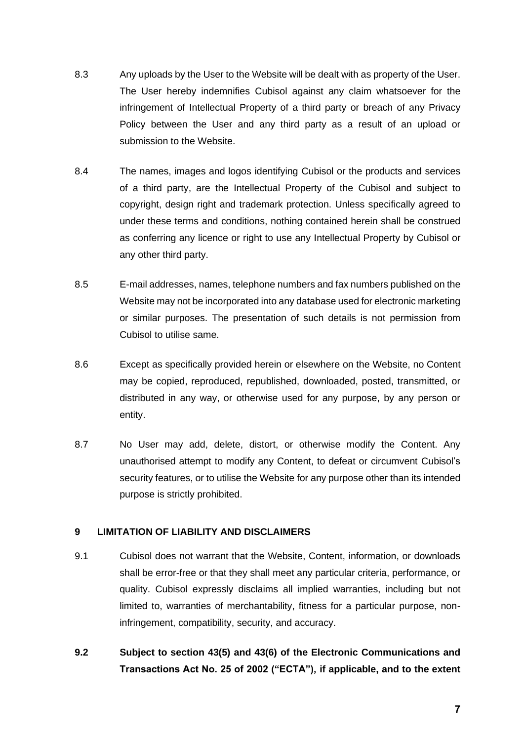8.3 Any uploads by the User to the Website will be dealt with as property of the User. The User hereby indemnifies Cubisol against any claim whatsoever for the infringement of Intellectual Property of a third party or breach of any Privacy Policy between the User and any third party as a result of an upload or submission to the Website.

8.4 The names, images and logos identifying Cubisol or the products and services of a third party, are the Intellectual Property of the Cubisol and subject to copyright, design right and trademark protection. Unless specifically agreed to under these terms and conditions, nothing contained herein shall be construed as conferring any licence or right to use any Intellectual Property by Cubisol or any other third party.

8.5 E-mail addresses, names, telephone numbers and fax numbers published on the Website may not be incorporated into any database used for electronic marketing or similar purposes. The presentation of such details is not permission from Cubisol to utilise same.

8.6 Except as specifically provided herein or elsewhere on the Website, no Content may be copied, reproduced, republished, downloaded, posted, transmitted, or distributed in any way, or otherwise used for any purpose, by any person or entity.

8.7 No User may add, delete, distort, or otherwise modify the Content. Any unauthorised attempt to modify any Content, to defeat or circumvent Cubisol's security features, or to utilise the Website for any purpose other than its intended purpose is strictly prohibited.

## 9 LIMITATION OF LIABILITY AND DISCLAIMERS

9.1 Cubisol does not warrant that the Website, Content, information, or downloads shall be error-free or that they shall meet any particular criteria, performance, or quality. Cubisol expressly disclaims all implied warranties, including but not limited to, warranties of merchantability, fitness for a particular purpose, non-infringement, compatibility, security, and accuracy.

**9.2 Subject to section 43(5) and 43(6) of the Electronic Communications and Transactions Act No. 25 of 2002 ("ECTA"), if applicable, and to the extent**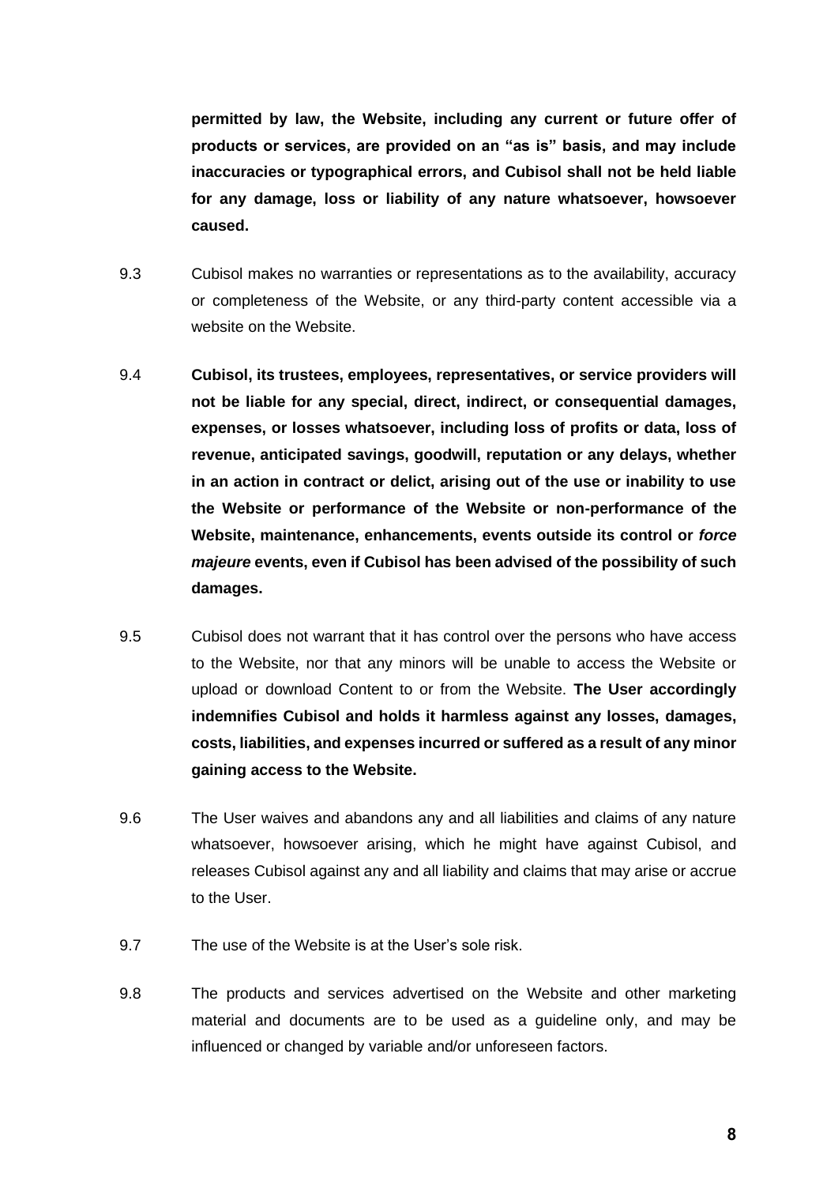**permitted by law, the Website, including any current or future offer of products or services, are provided on an "as is" basis, and may include inaccuracies or typographical errors, and Cubisol shall not be held liable for any damage, loss or liability of any nature whatsoever, howsoever caused.**

9.3 Cubisol makes no warranties or representations as to the availability, accuracy or completeness of the Website, or any third-party content accessible via a website on the Website.

9.4 **Cubisol, its trustees, employees, representatives, or service providers will not be liable for any special, direct, indirect, or consequential damages, expenses, or losses whatsoever, including loss of profits or data, loss of revenue, anticipated savings, goodwill, reputation or any delays, whether in an action in contract or delict, arising out of the use or inability to use the Website or performance of the Website or non-performance of the Website, maintenance, enhancements, events outside its control or *force majeure* events, even if Cubisol has been advised of the possibility of such damages.**

9.5 Cubisol does not warrant that it has control over the persons who have access to the Website, nor that any minors will be unable to access the Website or upload or download Content to or from the Website. **The User accordingly indemnifies Cubisol and holds it harmless against any losses, damages, costs, liabilities, and expenses incurred or suffered as a result of any minor gaining access to the Website.**

9.6 The User waives and abandons any and all liabilities and claims of any nature whatsoever, howsoever arising, which he might have against Cubisol, and releases Cubisol against any and all liability and claims that may arise or accrue to the User.

9.7 The use of the Website is at the User's sole risk.

9.8 The products and services advertised on the Website and other marketing material and documents are to be used as a guideline only, and may be influenced or changed by variable and/or unforeseen factors.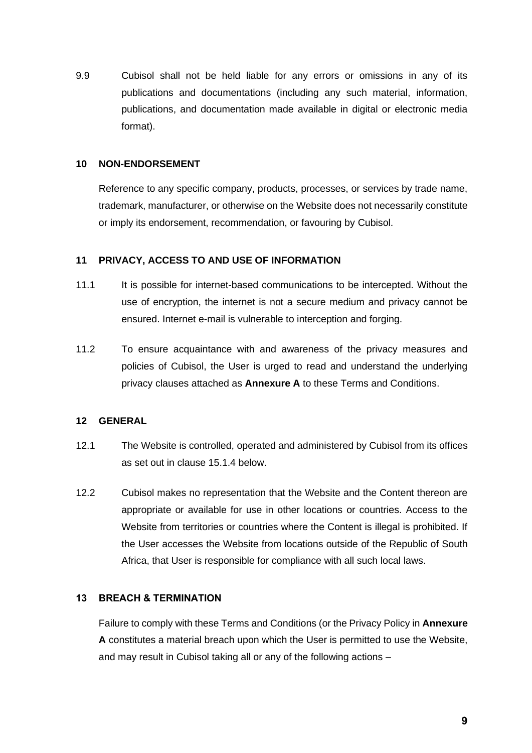9.9 Cubisol shall not be held liable for any errors or omissions in any of its publications and documentations (including any such material, information, publications, and documentation made available in digital or electronic media format).

## 10 NON-ENDORSEMENT

Reference to any specific company, products, processes, or services by trade name, trademark, manufacturer, or otherwise on the Website does not necessarily constitute or imply its endorsement, recommendation, or favouring by Cubisol.

## 11 PRIVACY, ACCESS TO AND USE OF INFORMATION

11.1 It is possible for internet-based communications to be intercepted. Without the use of encryption, the internet is not a secure medium and privacy cannot be ensured. Internet e-mail is vulnerable to interception and forging.

11.2 To ensure acquaintance with and awareness of the privacy measures and policies of Cubisol, the User is urged to read and understand the underlying privacy clauses attached as **Annexure A** to these Terms and Conditions.

## 12 GENERAL

12.1 The Website is controlled, operated and administered by Cubisol from its offices as set out in clause 15.1.4 below.

12.2 Cubisol makes no representation that the Website and the Content thereon are appropriate or available for use in other locations or countries. Access to the Website from territories or countries where the Content is illegal is prohibited. If the User accesses the Website from locations outside of the Republic of South Africa, that User is responsible for compliance with all such local laws.

## 13 BREACH & TERMINATION

Failure to comply with these Terms and Conditions (or the Privacy Policy in **Annexure A** constitutes a material breach upon which the User is permitted to use the Website, and may result in Cubisol taking all or any of the following actions –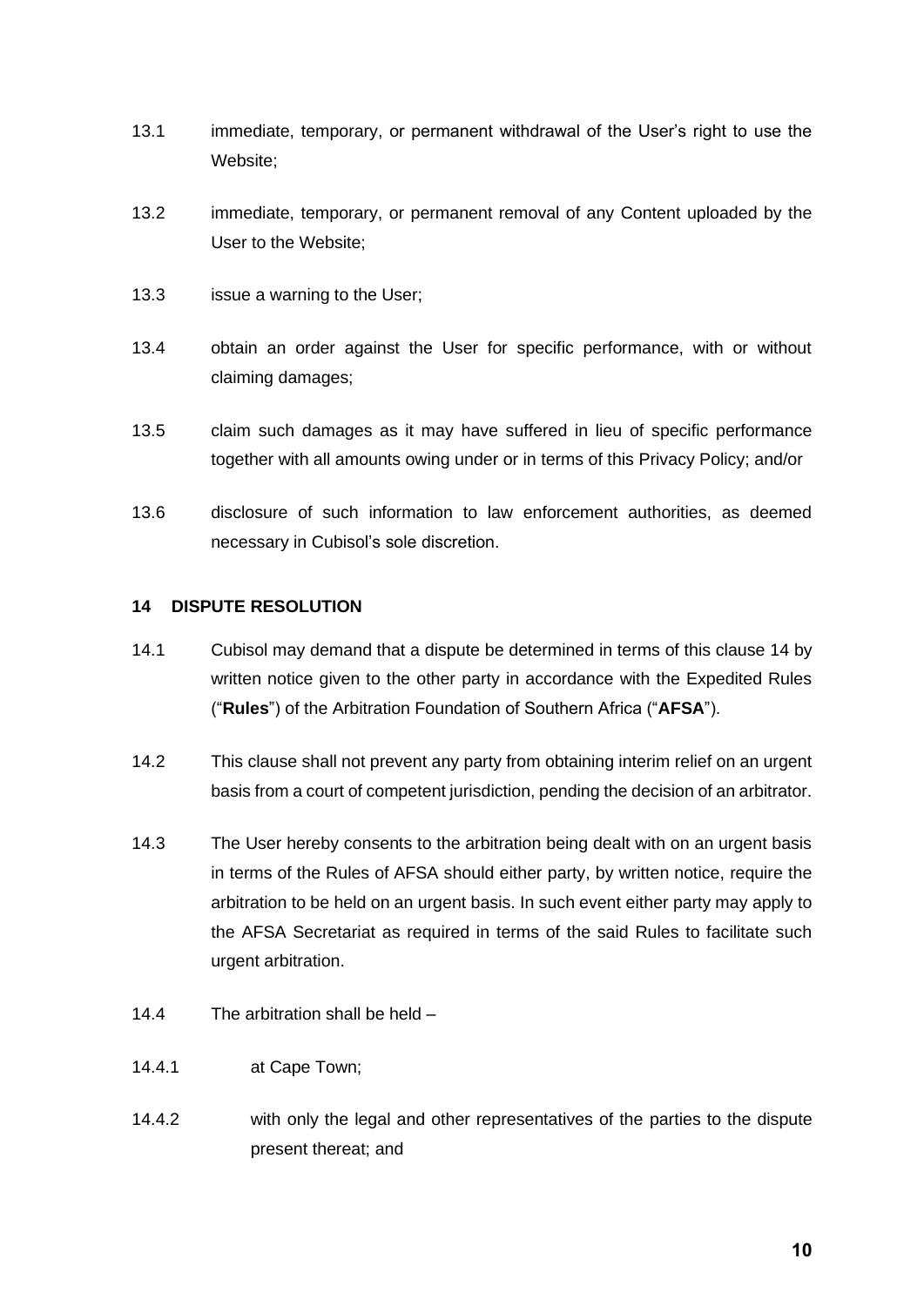13.1 immediate, temporary, or permanent withdrawal of the User's right to use the Website;

13.2 immediate, temporary, or permanent removal of any Content uploaded by the User to the Website;

13.3 issue a warning to the User;

13.4 obtain an order against the User for specific performance, with or without claiming damages;

13.5 claim such damages as it may have suffered in lieu of specific performance together with all amounts owing under or in terms of this Privacy Policy; and/or

13.6 disclosure of such information to law enforcement authorities, as deemed necessary in Cubisol's sole discretion.

**14 DISPUTE RESOLUTION**

14.1 Cubisol may demand that a dispute be determined in terms of this clause 14 by written notice given to the other party in accordance with the Expedited Rules ("**Rules**") of the Arbitration Foundation of Southern Africa ("**AFSA**").

14.2 This clause shall not prevent any party from obtaining interim relief on an urgent basis from a court of competent jurisdiction, pending the decision of an arbitrator.

14.3 The User hereby consents to the arbitration being dealt with on an urgent basis in terms of the Rules of AFSA should either party, by written notice, require the arbitration to be held on an urgent basis. In such event either party may apply to the AFSA Secretariat as required in terms of the said Rules to facilitate such urgent arbitration.

14.4 The arbitration shall be held –

14.4.1 at Cape Town;

14.4.2 with only the legal and other representatives of the parties to the dispute present thereat; and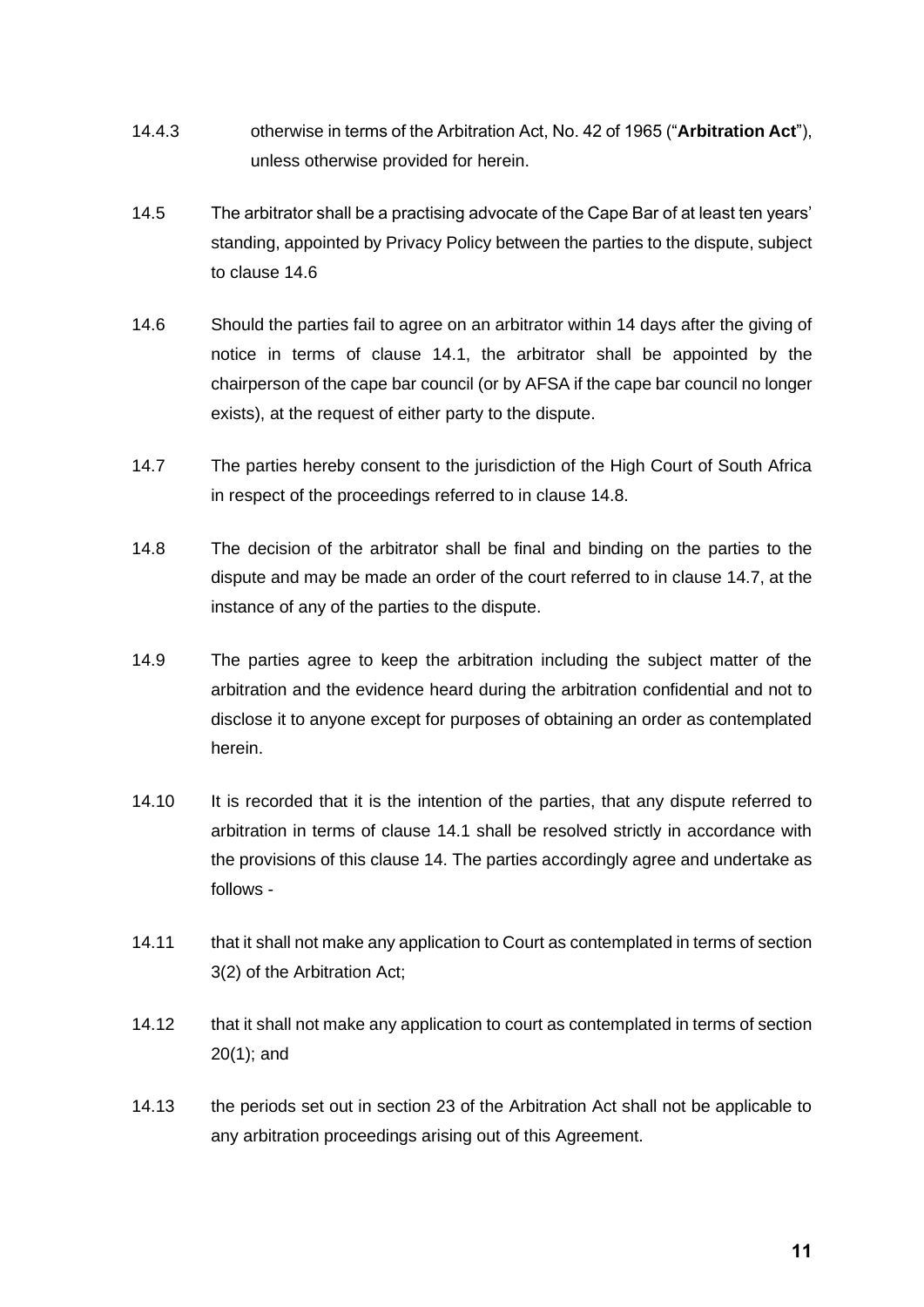14.4.3 otherwise in terms of the Arbitration Act, No. 42 of 1965 ("**Arbitration Act**"), unless otherwise provided for herein.

14.5 The arbitrator shall be a practising advocate of the Cape Bar of at least ten years' standing, appointed by Privacy Policy between the parties to the dispute, subject to clause 14.6

14.6 Should the parties fail to agree on an arbitrator within 14 days after the giving of notice in terms of clause 14.1, the arbitrator shall be appointed by the chairperson of the cape bar council (or by AFSA if the cape bar council no longer exists), at the request of either party to the dispute.

14.7 The parties hereby consent to the jurisdiction of the High Court of South Africa in respect of the proceedings referred to in clause 14.8.

14.8 The decision of the arbitrator shall be final and binding on the parties to the dispute and may be made an order of the court referred to in clause 14.7, at the instance of any of the parties to the dispute.

14.9 The parties agree to keep the arbitration including the subject matter of the arbitration and the evidence heard during the arbitration confidential and not to disclose it to anyone except for purposes of obtaining an order as contemplated herein.

14.10 It is recorded that it is the intention of the parties, that any dispute referred to arbitration in terms of clause 14.1 shall be resolved strictly in accordance with the provisions of this clause 14. The parties accordingly agree and undertake as follows -

14.11 that it shall not make any application to Court as contemplated in terms of section 3(2) of the Arbitration Act;

14.12 that it shall not make any application to court as contemplated in terms of section 20(1); and

14.13 the periods set out in section 23 of the Arbitration Act shall not be applicable to any arbitration proceedings arising out of this Agreement.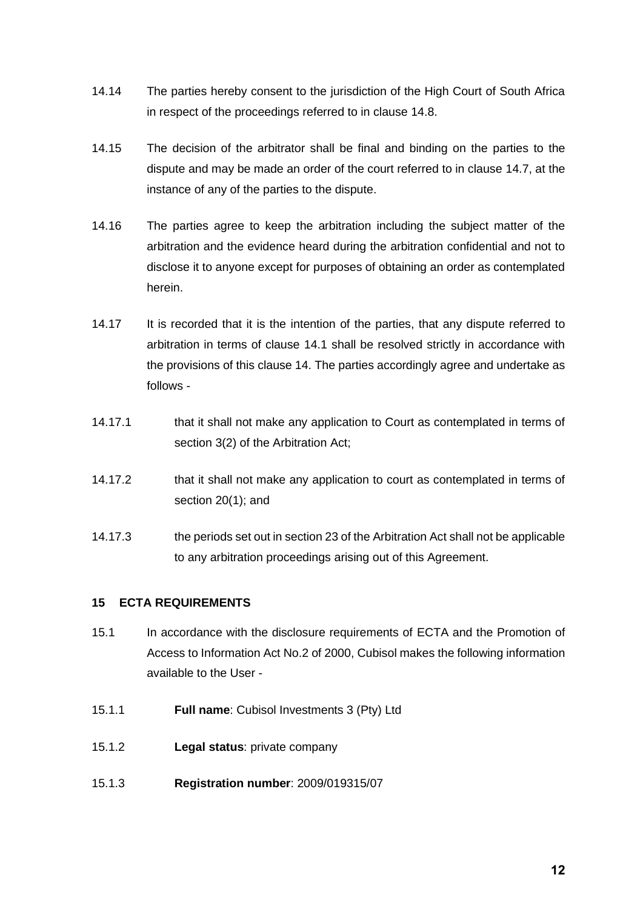14.14 The parties hereby consent to the jurisdiction of the High Court of South Africa in respect of the proceedings referred to in clause 14.8.

14.15 The decision of the arbitrator shall be final and binding on the parties to the dispute and may be made an order of the court referred to in clause 14.7, at the instance of any of the parties to the dispute.

14.16 The parties agree to keep the arbitration including the subject matter of the arbitration and the evidence heard during the arbitration confidential and not to disclose it to anyone except for purposes of obtaining an order as contemplated herein.

14.17 It is recorded that it is the intention of the parties, that any dispute referred to arbitration in terms of clause 14.1 shall be resolved strictly in accordance with the provisions of this clause 14. The parties accordingly agree and undertake as follows -

14.17.1 that it shall not make any application to Court as contemplated in terms of section 3(2) of the Arbitration Act;

14.17.2 that it shall not make any application to court as contemplated in terms of section 20(1); and

14.17.3 the periods set out in section 23 of the Arbitration Act shall not be applicable to any arbitration proceedings arising out of this Agreement.

**15 ECTA REQUIREMENTS**

15.1 In accordance with the disclosure requirements of ECTA and the Promotion of Access to Information Act No.2 of 2000, Cubisol makes the following information available to the User -

15.1.1 **Full name**: Cubisol Investments 3 (Pty) Ltd

15.1.2 **Legal status**: private company

15.1.3 **Registration number**: 2009/019315/07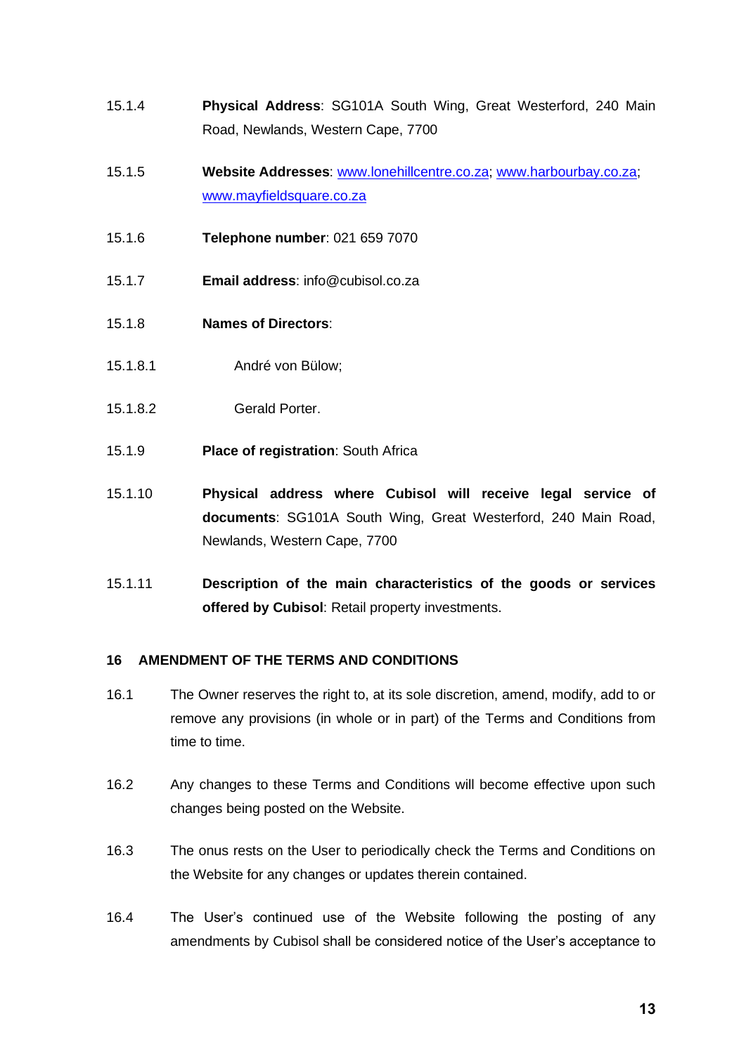15.1.4 **Physical Address**: SG101A South Wing, Great Westerford, 240 Main Road, Newlands, Western Cape, 7700

15.1.5 **Website Addresses**: [www.lonehillcentre.co.za](http://www.lonehillcentre.co.za); [www.harbourbay.co.za](http://www.harbourbay.co.za); [www.mayfieldsquare.co.za](http://www.mayfieldsquare.co.za)

15.1.6 **Telephone number**: 021 659 7070

15.1.7 **Email address**: info@cubisol.co.za

15.1.8 **Names of Directors**:

15.1.8.1 André von Bülow;

15.1.8.2 Gerald Porter.

15.1.9 **Place of registration**: South Africa

15.1.10 **Physical address where Cubisol will receive legal service of documents**: SG101A South Wing, Great Westerford, 240 Main Road, Newlands, Western Cape, 7700

15.1.11 **Description of the main characteristics of the goods or services offered by Cubisol**: Retail property investments.

## 16 AMENDMENT OF THE TERMS AND CONDITIONS

16.1 The Owner reserves the right to, at its sole discretion, amend, modify, add to or remove any provisions (in whole or in part) of the Terms and Conditions from time to time.

16.2 Any changes to these Terms and Conditions will become effective upon such changes being posted on the Website.

16.3 The onus rests on the User to periodically check the Terms and Conditions on the Website for any changes or updates therein contained.

16.4 The User's continued use of the Website following the posting of any amendments by Cubisol shall be considered notice of the User's acceptance to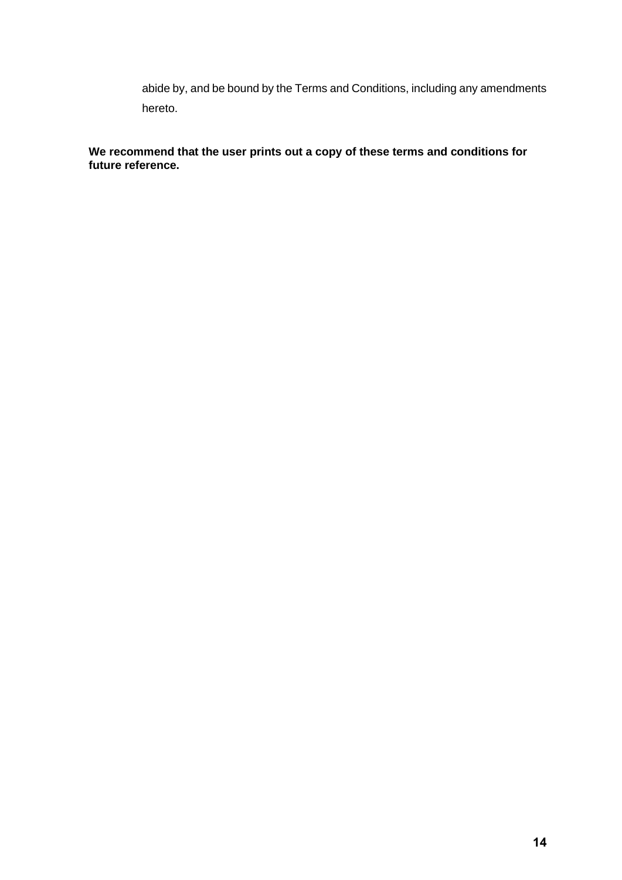abide by, and be bound by the Terms and Conditions, including any amendments hereto.

**We recommend that the user prints out a copy of these terms and conditions for future reference.**